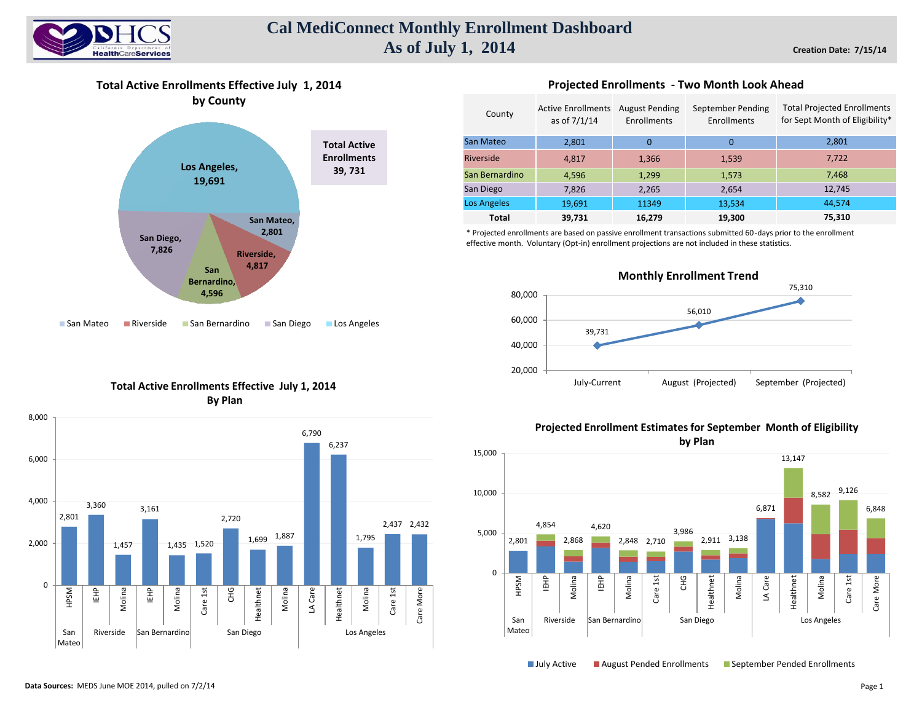# Cal MediConnect Monthly Enrollment Dashboard
## As of July 1, 2014

**Creation Date: 7/15/14**

### Total Active Enrollments Effective July 1, 2014 by County

| County | Active Enrollments |
| --- | --- |
| Los Angeles | 19,691 |
| San Diego | 7,826 |
| San Bernardino | 4,596 |
| Riverside | 4,817 |
| San Mateo | 2,801 |

**Total Active Enrollments 39, 731**

### Projected Enrollments - Two Month Look Ahead

| County | Active Enrollments as of 7/1/14 | August Pending Enrollments | September Pending Enrollments | Total Projected Enrollments for Sept Month of Eligibility* |
| --- | --- | --- | --- | --- |
| San Mateo | 2,801 | 0 | 0 | 2,801 |
| Riverside | 4,817 | 1,366 | 1,539 | 7,722 |
| San Bernardino | 4,596 | 1,299 | 1,573 | 7,468 |
| San Diego | 7,826 | 2,265 | 2,654 | 12,745 |
| Los Angeles | 19,691 | 11349 | 13,534 | 44,574 |
| **Total** | **39,731** | **16,279** | **19,300** | **75,310** |

\* Projected enrollments are based on passive enrollment transactions submitted 60-days prior to the enrollment effective month. Voluntary (Opt-in) enrollment projections are not included in these statistics.

### Monthly Enrollment Trend

| Month | Enrollment |
| --- | --- |
| July-Current | 39,731 |
| August (Projected) | 56,010 |
| September (Projected) | 75,310 |

### Total Active Enrollments Effective July 1, 2014 By Plan

| County | Plan | Enrollments |
| --- | --- | --- |
| San Mateo | HPSM | 2,801 |
| Riverside | IEHP | 3,360 |
| Riverside | Molina | 1,457 |
| San Bernardino | IEHP | 3,161 |
| San Bernardino | Molina | 1,435 |
| San Diego | Care 1st | 1,520 |
| San Diego | CHG | 2,720 |
| San Diego | Healthnet | 1,699 |
| San Diego | Molina | 1,887 |
| Los Angeles | LA Care | 6,790 |
| Los Angeles | Healthnet | 6,237 |
| Los Angeles | Molina | 1,795 |
| Los Angeles | Care 1st | 2,437 |
| Los Angeles | Care More | 2,432 |

### Projected Enrollment Estimates for September Month of Eligibility by Plan

| County | Plan | Total (July Active + August Pended + September Pended) |
| --- | --- | --- |
| San Mateo | HPSM | 2,801 |
| Riverside | IEHP | 4,854 |
| Riverside | Molina | 2,868 |
| San Bernardino | IEHP | 4,620 |
| San Bernardino | Molina | 2,848 |
| San Diego | Care 1st | 2,710 |
| San Diego | CHG | 3,986 |
| San Diego | Healthnet | 2,911 |
| San Diego | Molina | 3,138 |
| Los Angeles | LA Care | 6,871 |
| Los Angeles | Healthnet | 13,147 |
| Los Angeles | Molina | 8,582 |
| Los Angeles | Care 1st | 9,126 |
| Los Angeles | Care More | 6,848 |

**Data Sources:** MEDS June MOE 2014, pulled on 7/2/14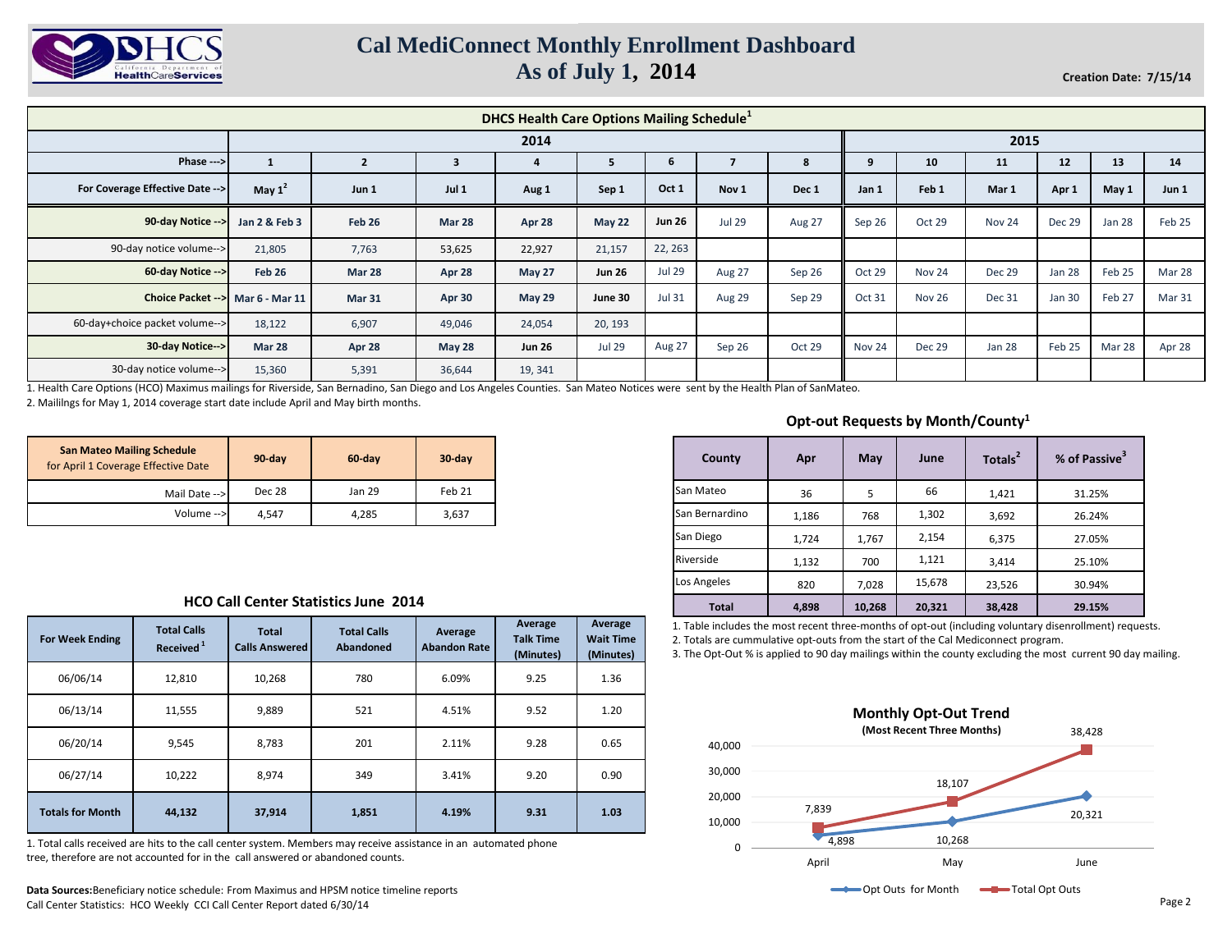# Cal MediConnect Monthly Enrollment Dashboard
# As of July 1, 2014

**Creation Date: 7/15/14**

## DHCS Health Care Options Mailing Schedule[1]

| | 2014 | | | | | | | | 2015 | | | | | |
|---|---|---|---|---|---|---|---|---|---|---|---|---|---|---|
| **Phase --->** | 1 | 2 | 3 | 4 | 5 | 6 | 7 | 8 | 9 | 10 | 11 | 12 | 13 | 14 |
| **For Coverage Effective Date -->** | May 1[2] | Jun 1 | Jul 1 | Aug 1 | Sep 1 | Oct 1 | Nov 1 | Dec 1 | Jan 1 | Feb 1 | Mar 1 | Apr 1 | May 1 | Jun 1 |
| **90-day Notice -->** | Jan 2 & Feb 3 | Feb 26 | Mar 28 | Apr 28 | May 22 | Jun 26 | Jul 29 | Aug 27 | Sep 26 | Oct 29 | Nov 24 | Dec 29 | Jan 28 | Feb 25 |
| 90-day notice volume--> | 21,805 | 7,763 | 53,625 | 22,927 | 21,157 | 22, 263 | | | | | | | | |
| **60-day Notice -->** | Feb 26 | Mar 28 | Apr 28 | May 27 | Jun 26 | Jul 29 | Aug 27 | Sep 26 | Oct 29 | Nov 24 | Dec 29 | Jan 28 | Feb 25 | Mar 28 |
| **Choice Packet -->** | Mar 6 - Mar 11 | Mar 31 | Apr 30 | May 29 | June 30 | Jul 31 | Aug 29 | Sep 29 | Oct 31 | Nov 26 | Dec 31 | Jan 30 | Feb 27 | Mar 31 |
| 60-day+choice packet volume--> | 18,122 | 6,907 | 49,046 | 24,054 | 20, 193 | | | | | | | | | |
| **30-day Notice-->** | Mar 28 | Apr 28 | May 28 | Jun 26 | Jul 29 | Aug 27 | Sep 26 | Oct 29 | Nov 24 | Dec 29 | Jan 28 | Feb 25 | Mar 28 | Apr 28 |
| 30-day notice volume--> | 15,360 | 5,391 | 36,644 | 19, 341 | | | | | | | | | | |

1. Health Care Options (HCO) Maximus mailings for Riverside, San Bernadino, San Diego and Los Angeles Counties. San Mateo Notices were sent by the Health Plan of SanMateo.
2. Maililngs for May 1, 2014 coverage start date include April and May birth months.

| San Mateo Mailing Schedule for April 1 Coverage Effective Date | 90-day | 60-day | 30-day |
|---|---|---|---|
| Mail Date --> | Dec 28 | Jan 29 | Feb 21 |
| Volume --> | 4,547 | 4,285 | 3,637 |

## Opt-out Requests by Month/County[1]

| County | Apr | May | June | Totals[2] | % of Passive[3] |
|---|---|---|---|---|---|
| San Mateo | 36 | 5 | 66 | 1,421 | 31.25% |
| San Bernardino | 1,186 | 768 | 1,302 | 3,692 | 26.24% |
| San Diego | 1,724 | 1,767 | 2,154 | 6,375 | 27.05% |
| Riverside | 1,132 | 700 | 1,121 | 3,414 | 25.10% |
| Los Angeles | 820 | 7,028 | 15,678 | 23,526 | 30.94% |
| **Total** | **4,898** | **10,268** | **20,321** | **38,428** | **29.15%** |

1. Table includes the most recent three-months of opt-out (including voluntary disenrollment) requests.
2. Totals are cummulative opt-outs from the start of the Cal Mediconnect program.
3. The Opt-Out % is applied to 90 day mailings within the county excluding the most current 90 day mailing.

## HCO Call Center Statistics June 2014

| For Week Ending | Total Calls Received[1] | Total Calls Answered | Total Calls Abandoned | Average Abandon Rate | Average Talk Time (Minutes) | Average Wait Time (Minutes) |
|---|---|---|---|---|---|---|
| 06/06/14 | 12,810 | 10,268 | 780 | 6.09% | 9.25 | 1.36 |
| 06/13/14 | 11,555 | 9,889 | 521 | 4.51% | 9.52 | 1.20 |
| 06/20/14 | 9,545 | 8,783 | 201 | 2.11% | 9.28 | 0.65 |
| 06/27/14 | 10,222 | 8,974 | 349 | 3.41% | 9.20 | 0.90 |
| **Totals for Month** | **44,132** | **37,914** | **1,851** | **4.19%** | **9.31** | **1.03** |

1. Total calls received are hits to the call center system. Members may receive assistance in an automated phone tree, therefore are not accounted for in the call answered or abandoned counts.

**Monthly Opt-Out Trend**
**(Most Recent Three Months)**

40,000
30,000
20,000
10,000
0

7,839
18,107
38,428
4,898
10,268
20,321

April
May
June

Opt Outs for Month
Total Opt Outs

**Data Sources:** Beneficiary notice schedule: From Maximus and HPSM notice timeline reports
Call Center Statistics: HCO Weekly CCI Call Center Report dated 6/30/14